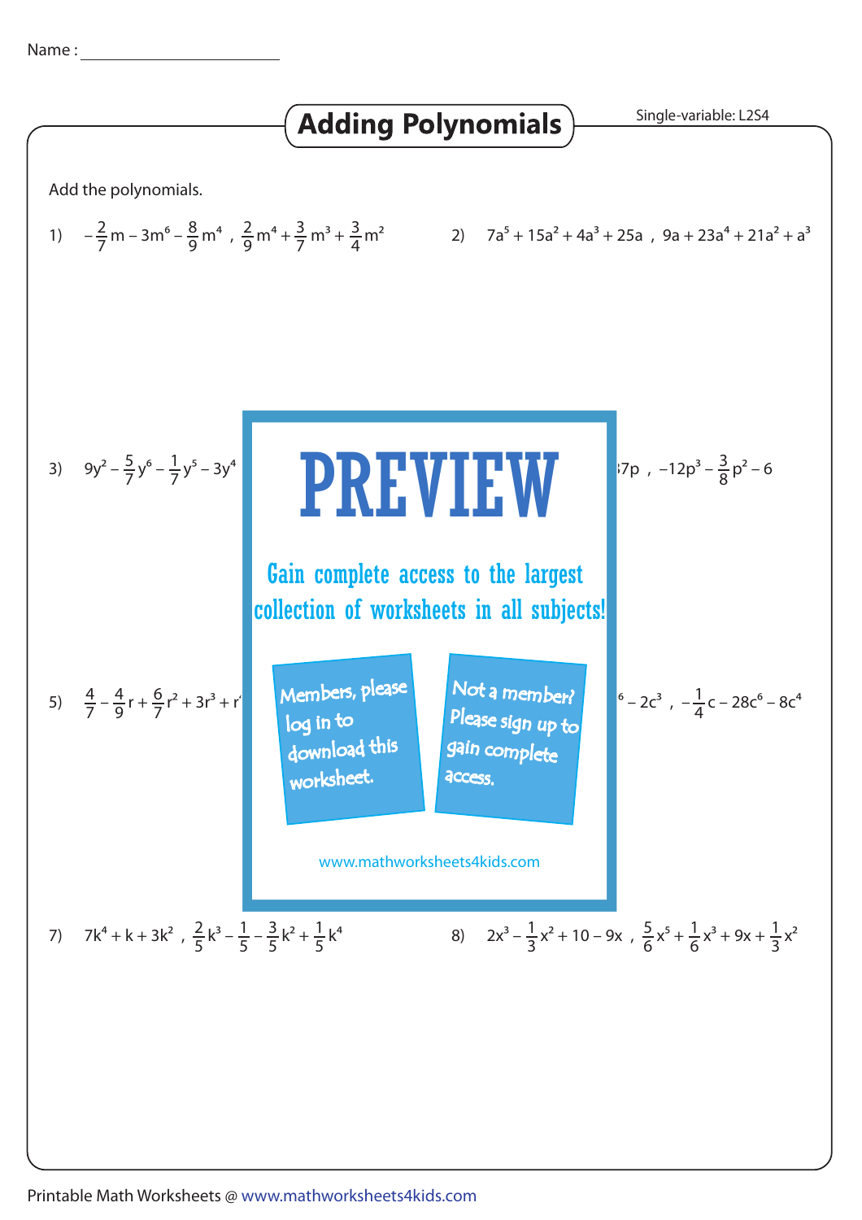Name : ____________________

# Adding Polynomials

Single-variable: L2S4

Add the polynomials.

1) $-\frac{2}{7}m - 3m^6 - \frac{8}{9}m^4$ , $\frac{2}{9}m^4 + \frac{3}{7}m^3 + \frac{3}{4}m^2$

2) $7a^5 + 15a^2 + 4a^3 + 25a$ , $9a + 23a^4 + 21a^2 + a^3$

3) $9y^2 - \frac{5}{7}y^6 - \frac{1}{7}y^5 - 3y^4$ ...

4) ... $7p$ , $-12p^3 - \frac{3}{8}p^2 - 6$

**PREVIEW**

Gain complete access to the largest collection of worksheets in all subjects!

Members, please log in to download this worksheet.

Not a member? Please sign up to gain complete access.

www.mathworksheets4kids.com

5) $\frac{4}{7} - \frac{4}{9}r + \frac{6}{7}r^2 + 3r^3 + r$ ...

6) ... $^6 - 2c^3$ , $-\frac{1}{4}c - 28c^6 - 8c^4$

7) $7k^4 + k + 3k^2$ , $\frac{2}{5}k^3 - \frac{1}{5} - \frac{3}{5}k^2 + \frac{1}{5}k^4$

8) $2x^3 - \frac{1}{3}x^2 + 10 - 9x$ , $\frac{5}{6}x^5 + \frac{1}{6}x^3 + 9x + \frac{1}{3}x^2$

Printable Math Worksheets @ www.mathworksheets4kids.com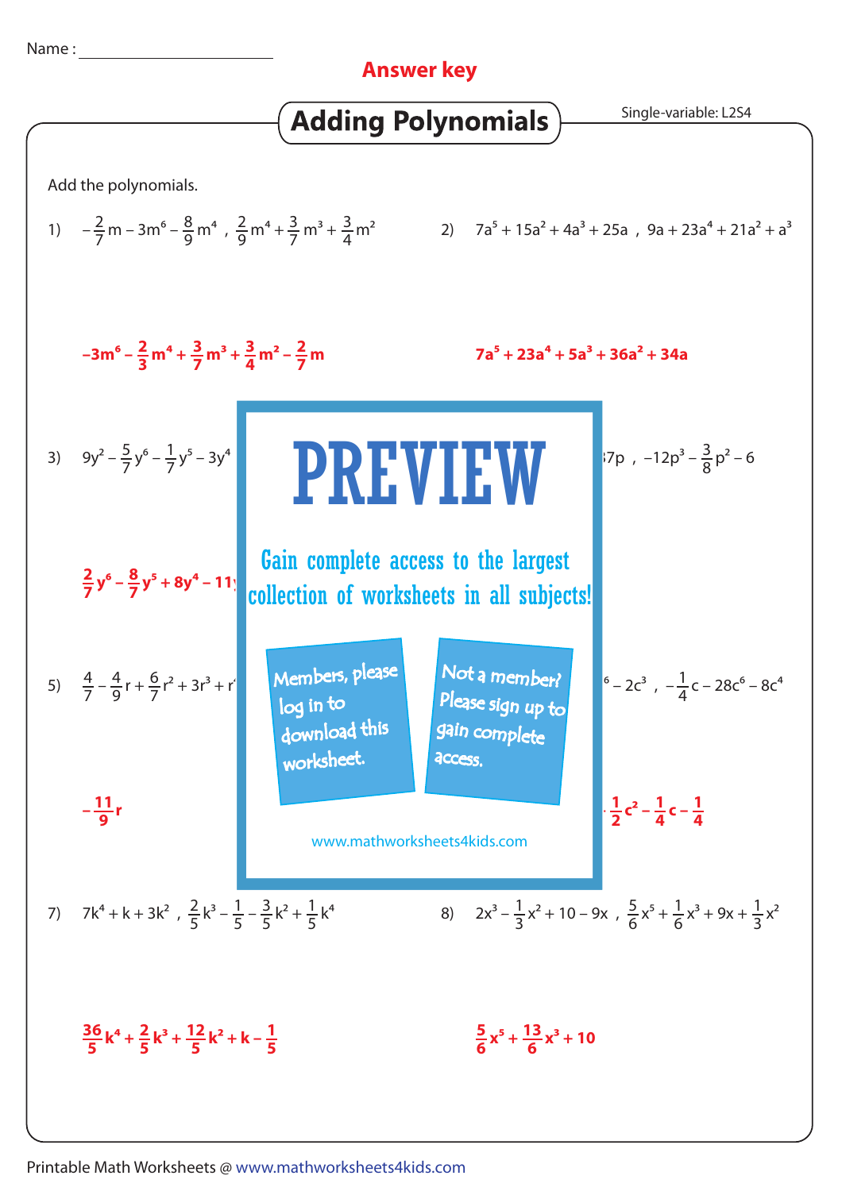Name : ______________________

**Answer key**

# Adding Polynomials

Single-variable: L2S4

Add the polynomials.

1) $-\frac{2}{7}m - 3m^6 - \frac{8}{9}m^4$ , $\frac{2}{9}m^4 + \frac{3}{7}m^3 + \frac{3}{4}m^2$

$-3m^6 - \frac{2}{3}m^4 + \frac{3}{7}m^3 + \frac{3}{4}m^2 - \frac{2}{7}m$

2) $7a^5 + 15a^2 + 4a^3 + 25a$ , $9a + 23a^4 + 21a^2 + a^3$

$7a^5 + 23a^4 + 5a^3 + 36a^2 + 34a$

3) $9y^2 - \frac{5}{7}y^6 - \frac{1}{7}y^5 - 3y^4$ ...

$\frac{2}{7}y^6 - \frac{8}{7}y^5 + 8y^4 - 11$...

4) ...7p , $-12p^3 - \frac{3}{8}p^2 - 6$

5) $\frac{4}{7} - \frac{4}{9}r + \frac{6}{7}r^2 + 3r^3 + r$...

$-\frac{11}{9}r$

6) ...$^6 - 2c^3$ , $-\frac{1}{4}c - 28c^6 - 8c^4$

...$\frac{1}{2}c^2 - \frac{1}{4}c - \frac{1}{4}$

PREVIEW

Gain complete access to the largest collection of worksheets in all subjects!

Members, please log in to download this worksheet.

Not a member? Please sign up to gain complete access.

www.mathworksheets4kids.com

7) $7k^4 + k + 3k^2$ , $\frac{2}{5}k^3 - \frac{1}{5} - \frac{3}{5}k^2 + \frac{1}{5}k^4$

$\frac{36}{5}k^4 + \frac{2}{5}k^3 + \frac{12}{5}k^2 + k - \frac{1}{5}$

8) $2x^3 - \frac{1}{3}x^2 + 10 - 9x$ , $\frac{5}{6}x^5 + \frac{1}{6}x^3 + 9x + \frac{1}{3}x^2$

$\frac{5}{6}x^5 + \frac{13}{6}x^3 + 10$

Printable Math Worksheets @ www.mathworksheets4kids.com